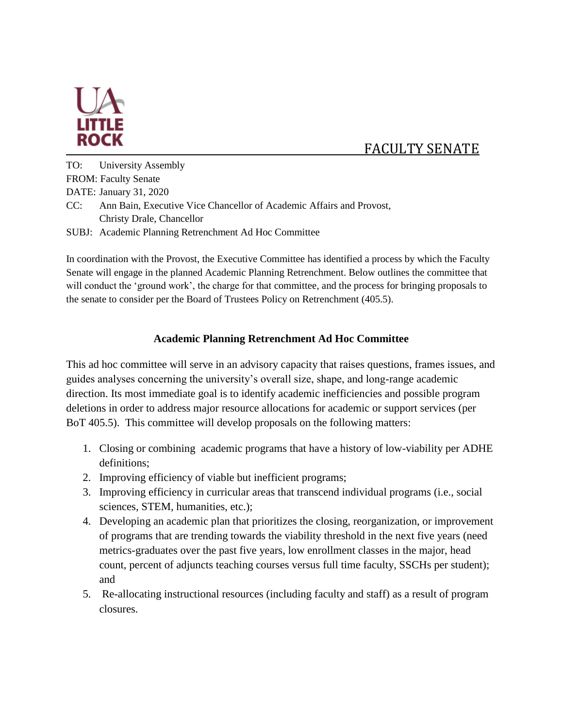FACULTY SENATE

TO: University Assembly
FROM: Faculty Senate
DATE: January 31, 2020
CC: Ann Bain, Executive Vice Chancellor of Academic Affairs and Provost,
Christy Drale, Chancellor
SUBJ: Academic Planning Retrenchment Ad Hoc Committee

In coordination with the Provost, the Executive Committee has identified a process by which the Faculty Senate will engage in the planned Academic Planning Retrenchment. Below outlines the committee that will conduct the 'ground work', the charge for that committee, and the process for bringing proposals to the senate to consider per the Board of Trustees Policy on Retrenchment (405.5).

## Academic Planning Retrenchment Ad Hoc Committee

This ad hoc committee will serve in an advisory capacity that raises questions, frames issues, and guides analyses concerning the university's overall size, shape, and long-range academic direction. Its most immediate goal is to identify academic inefficiencies and possible program deletions in order to address major resource allocations for academic or support services (per BoT 405.5). This committee will develop proposals on the following matters:

1. Closing or combining academic programs that have a history of low-viability per ADHE definitions;
2. Improving efficiency of viable but inefficient programs;
3. Improving efficiency in curricular areas that transcend individual programs (i.e., social sciences, STEM, humanities, etc.);
4. Developing an academic plan that prioritizes the closing, reorganization, or improvement of programs that are trending towards the viability threshold in the next five years (need metrics-graduates over the past five years, low enrollment classes in the major, head count, percent of adjuncts teaching courses versus full time faculty, SSCHs per student); and
5. Re-allocating instructional resources (including faculty and staff) as a result of program closures.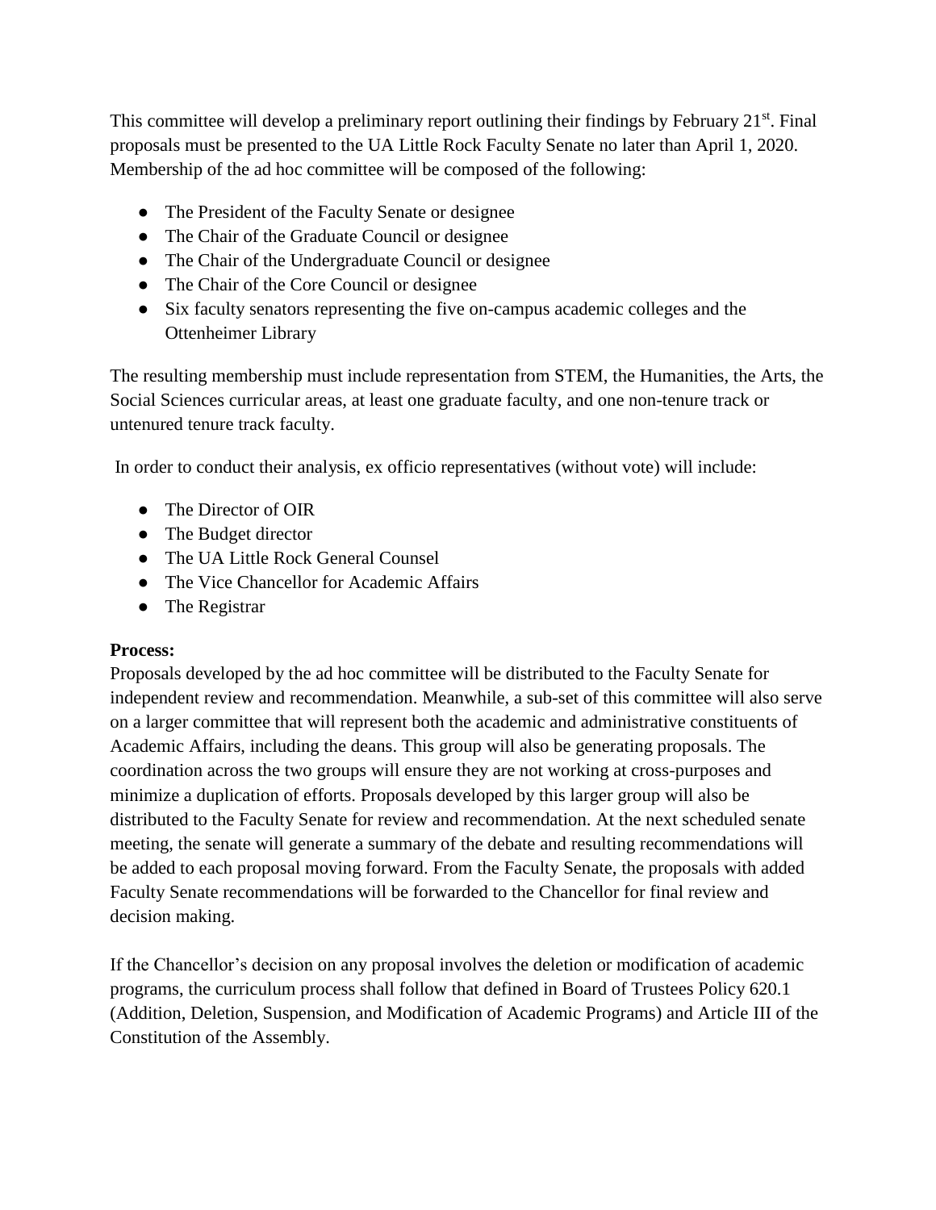This committee will develop a preliminary report outlining their findings by February 21st. Final proposals must be presented to the UA Little Rock Faculty Senate no later than April 1, 2020. Membership of the ad hoc committee will be composed of the following:

- The President of the Faculty Senate or designee
- The Chair of the Graduate Council or designee
- The Chair of the Undergraduate Council or designee
- The Chair of the Core Council or designee
- Six faculty senators representing the five on-campus academic colleges and the Ottenheimer Library

The resulting membership must include representation from STEM, the Humanities, the Arts, the Social Sciences curricular areas, at least one graduate faculty, and one non-tenure track or untenured tenure track faculty.

In order to conduct their analysis, ex officio representatives (without vote) will include:

- The Director of OIR
- The Budget director
- The UA Little Rock General Counsel
- The Vice Chancellor for Academic Affairs
- The Registrar

**Process:**

Proposals developed by the ad hoc committee will be distributed to the Faculty Senate for independent review and recommendation. Meanwhile, a sub-set of this committee will also serve on a larger committee that will represent both the academic and administrative constituents of Academic Affairs, including the deans. This group will also be generating proposals. The coordination across the two groups will ensure they are not working at cross-purposes and minimize a duplication of efforts. Proposals developed by this larger group will also be distributed to the Faculty Senate for review and recommendation. At the next scheduled senate meeting, the senate will generate a summary of the debate and resulting recommendations will be added to each proposal moving forward. From the Faculty Senate, the proposals with added Faculty Senate recommendations will be forwarded to the Chancellor for final review and decision making.

If the Chancellor's decision on any proposal involves the deletion or modification of academic programs, the curriculum process shall follow that defined in Board of Trustees Policy 620.1 (Addition, Deletion, Suspension, and Modification of Academic Programs) and Article III of the Constitution of the Assembly.